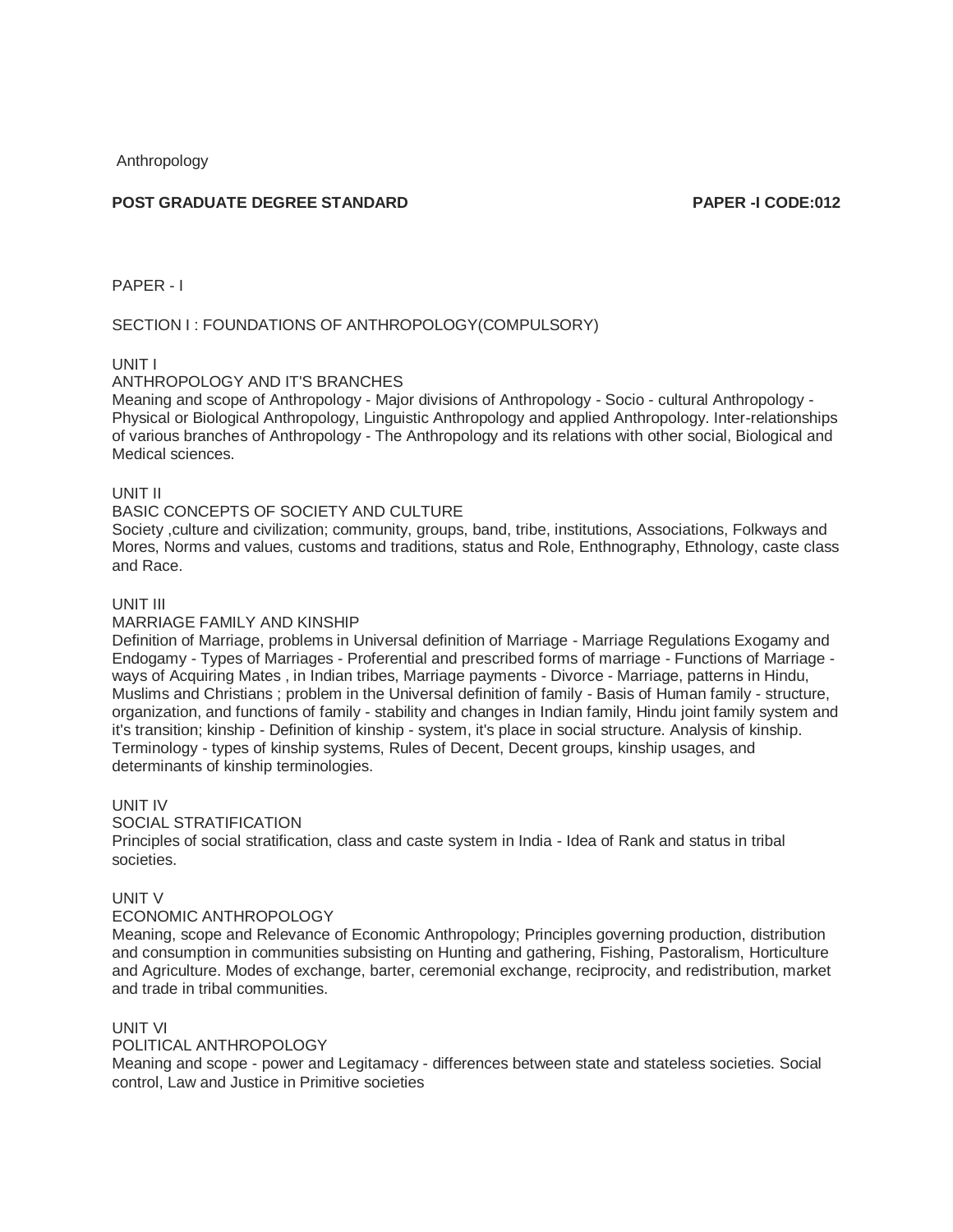Anthropology

**POST GRADUATE DEGREE STANDARD** **PAPER -I CODE:012**

PAPER - I

SECTION I : FOUNDATIONS OF ANTHROPOLOGY(COMPULSORY)

UNIT I

ANTHROPOLOGY AND IT'S BRANCHES

Meaning and scope of Anthropology - Major divisions of Anthropology - Socio - cultural Anthropology - Physical or Biological Anthropology, Linguistic Anthropology and applied Anthropology. Inter-relationships of various branches of Anthropology - The Anthropology and its relations with other social, Biological and Medical sciences.

UNIT II

BASIC CONCEPTS OF SOCIETY AND CULTURE

Society ,culture and civilization; community, groups, band, tribe, institutions, Associations, Folkways and Mores, Norms and values, customs and traditions, status and Role, Enthnography, Ethnology, caste class and Race.

UNIT III

MARRIAGE FAMILY AND KINSHIP

Definition of Marriage, problems in Universal definition of Marriage - Marriage Regulations Exogamy and Endogamy - Types of Marriages - Proferential and prescribed forms of marriage - Functions of Marriage - ways of Acquiring Mates , in Indian tribes, Marriage payments - Divorce - Marriage, patterns in Hindu, Muslims and Christians ; problem in the Universal definition of family - Basis of Human family - structure, organization, and functions of family - stability and changes in Indian family, Hindu joint family system and it's transition; kinship - Definition of kinship - system, it's place in social structure. Analysis of kinship. Terminology - types of kinship systems, Rules of Decent, Decent groups, kinship usages, and determinants of kinship terminologies.

UNIT IV

SOCIAL STRATIFICATION

Principles of social stratification, class and caste system in India - Idea of Rank and status in tribal societies.

UNIT V

ECONOMIC ANTHROPOLOGY

Meaning, scope and Relevance of Economic Anthropology; Principles governing production, distribution and consumption in communities subsisting on Hunting and gathering, Fishing, Pastoralism, Horticulture and Agriculture. Modes of exchange, barter, ceremonial exchange, reciprocity, and redistribution, market and trade in tribal communities.

UNIT VI

POLITICAL ANTHROPOLOGY

Meaning and scope - power and Legitamacy - differences between state and stateless societies. Social control, Law and Justice in Primitive societies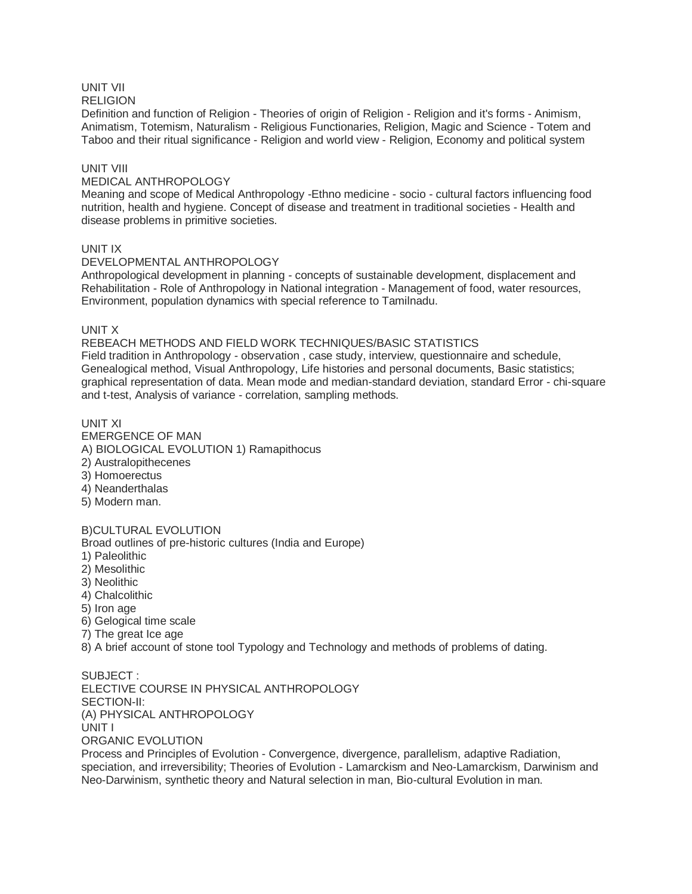## UNIT VII

### RELIGION

Definition and function of Religion - Theories of origin of Religion - Religion and it's forms - Animism, Animatism, Totemism, Naturalism - Religious Functionaries, Religion, Magic and Science - Totem and Taboo and their ritual significance - Religion and world view - Religion, Economy and political system

## UNIT VIII

### MEDICAL ANTHROPOLOGY

Meaning and scope of Medical Anthropology -Ethno medicine - socio - cultural factors influencing food nutrition, health and hygiene. Concept of disease and treatment in traditional societies - Health and disease problems in primitive societies.

## UNIT IX

### DEVELOPMENTAL ANTHROPOLOGY

Anthropological development in planning - concepts of sustainable development, displacement and Rehabilitation - Role of Anthropology in National integration - Management of food, water resources, Environment, population dynamics with special reference to Tamilnadu.

## UNIT X

### REBEACH METHODS AND FIELD WORK TECHNIQUES/BASIC STATISTICS

Field tradition in Anthropology - observation , case study, interview, questionnaire and schedule, Genealogical method, Visual Anthropology, Life histories and personal documents, Basic statistics; graphical representation of data. Mean mode and median-standard deviation, standard Error - chi-square and t-test, Analysis of variance - correlation, sampling methods.

## UNIT XI

### EMERGENCE OF MAN

A) BIOLOGICAL EVOLUTION 1) Ramapithocus
2) Australopithecenes
3) Homoerectus
4) Neanderthalas
5) Modern man.

B)CULTURAL EVOLUTION

Broad outlines of pre-historic cultures (India and Europe)

1) Paleolithic
2) Mesolithic
3) Neolithic
4) Chalcolithic
5) Iron age
6) Gelogical time scale
7) The great Ice age
8) A brief account of stone tool Typology and Technology and methods of problems of dating.

SUBJECT :

ELECTIVE COURSE IN PHYSICAL ANTHROPOLOGY

SECTION-II:

(A) PHYSICAL ANTHROPOLOGY

## UNIT I

### ORGANIC EVOLUTION

Process and Principles of Evolution - Convergence, divergence, parallelism, adaptive Radiation, speciation, and irreversibility; Theories of Evolution - Lamarckism and Neo-Lamarckism, Darwinism and Neo-Darwinism, synthetic theory and Natural selection in man, Bio-cultural Evolution in man.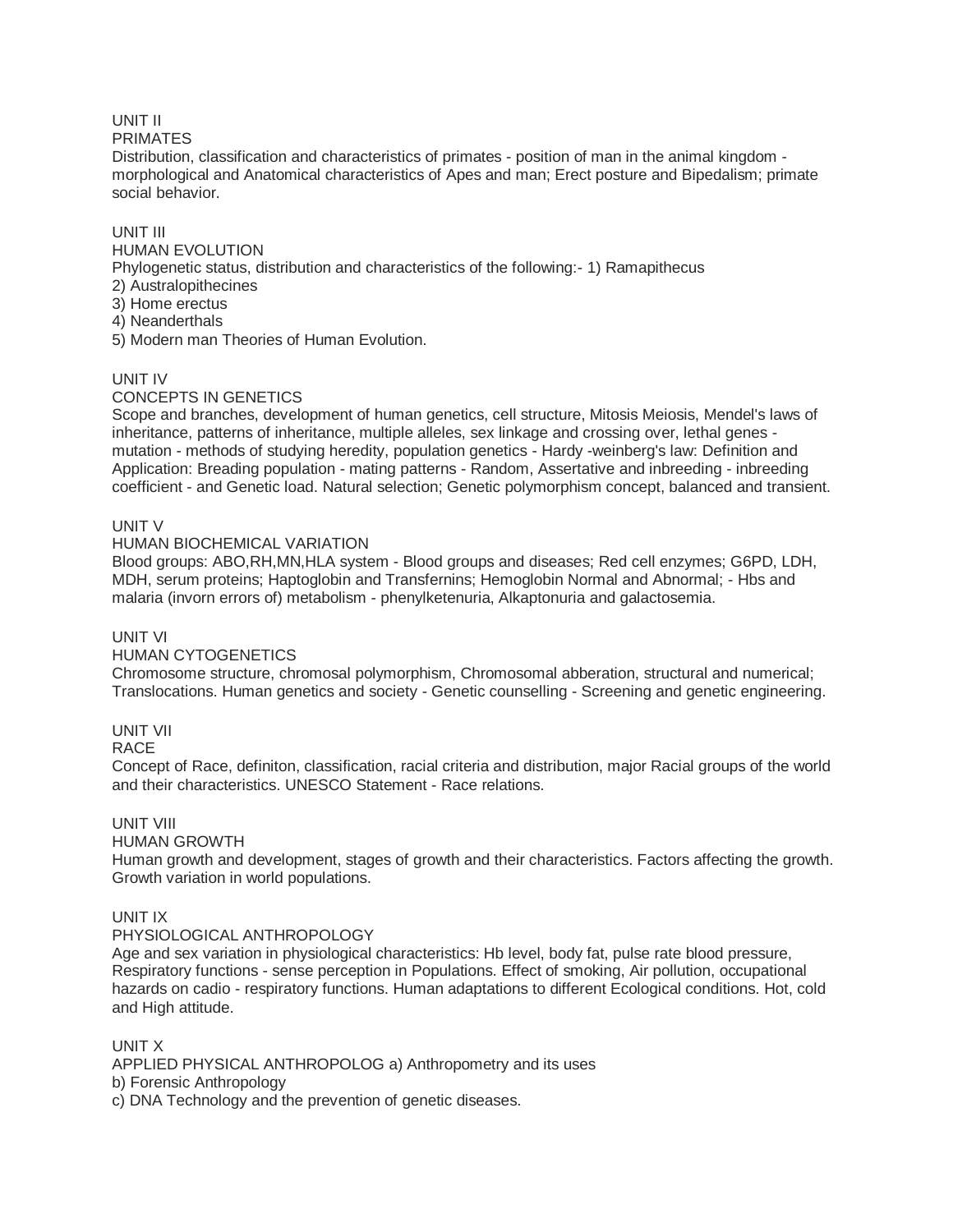UNIT II

PRIMATES

Distribution, classification and characteristics of primates - position of man in the animal kingdom - morphological and Anatomical characteristics of Apes and man; Erect posture and Bipedalism; primate social behavior.

UNIT III

HUMAN EVOLUTION

Phylogenetic status, distribution and characteristics of the following:- 1) Ramapithecus
2) Australopithecines
3) Home erectus
4) Neanderthals
5) Modern man Theories of Human Evolution.

UNIT IV

CONCEPTS IN GENETICS

Scope and branches, development of human genetics, cell structure, Mitosis Meiosis, Mendel's laws of inheritance, patterns of inheritance, multiple alleles, sex linkage and crossing over, lethal genes - mutation - methods of studying heredity, population genetics - Hardy -weinberg's law: Definition and Application: Breading population - mating patterns - Random, Assertative and inbreeding - inbreeding coefficient - and Genetic load. Natural selection; Genetic polymorphism concept, balanced and transient.

UNIT V

HUMAN BIOCHEMICAL VARIATION

Blood groups: ABO,RH,MN,HLA system - Blood groups and diseases; Red cell enzymes; G6PD, LDH, MDH, serum proteins; Haptoglobin and Transfernins; Hemoglobin Normal and Abnormal; - Hbs and malaria (invorn errors of) metabolism - phenylketenuria, Alkaptonuria and galactosemia.

UNIT VI

HUMAN CYTOGENETICS

Chromosome structure, chromosal polymorphism, Chromosomal abberation, structural and numerical; Translocations. Human genetics and society - Genetic counselling - Screening and genetic engineering.

UNIT VII

RACE

Concept of Race, definiton, classification, racial criteria and distribution, major Racial groups of the world and their characteristics. UNESCO Statement - Race relations.

UNIT VIII

HUMAN GROWTH

Human growth and development, stages of growth and their characteristics. Factors affecting the growth. Growth variation in world populations.

UNIT IX

PHYSIOLOGICAL ANTHROPOLOGY

Age and sex variation in physiological characteristics: Hb level, body fat, pulse rate blood pressure, Respiratory functions - sense perception in Populations. Effect of smoking, Air pollution, occupational hazards on cadio - respiratory functions. Human adaptations to different Ecological conditions. Hot, cold and High attitude.

UNIT X

APPLIED PHYSICAL ANTHROPOLOG a) Anthropometry and its uses
b) Forensic Anthropology
c) DNA Technology and the prevention of genetic diseases.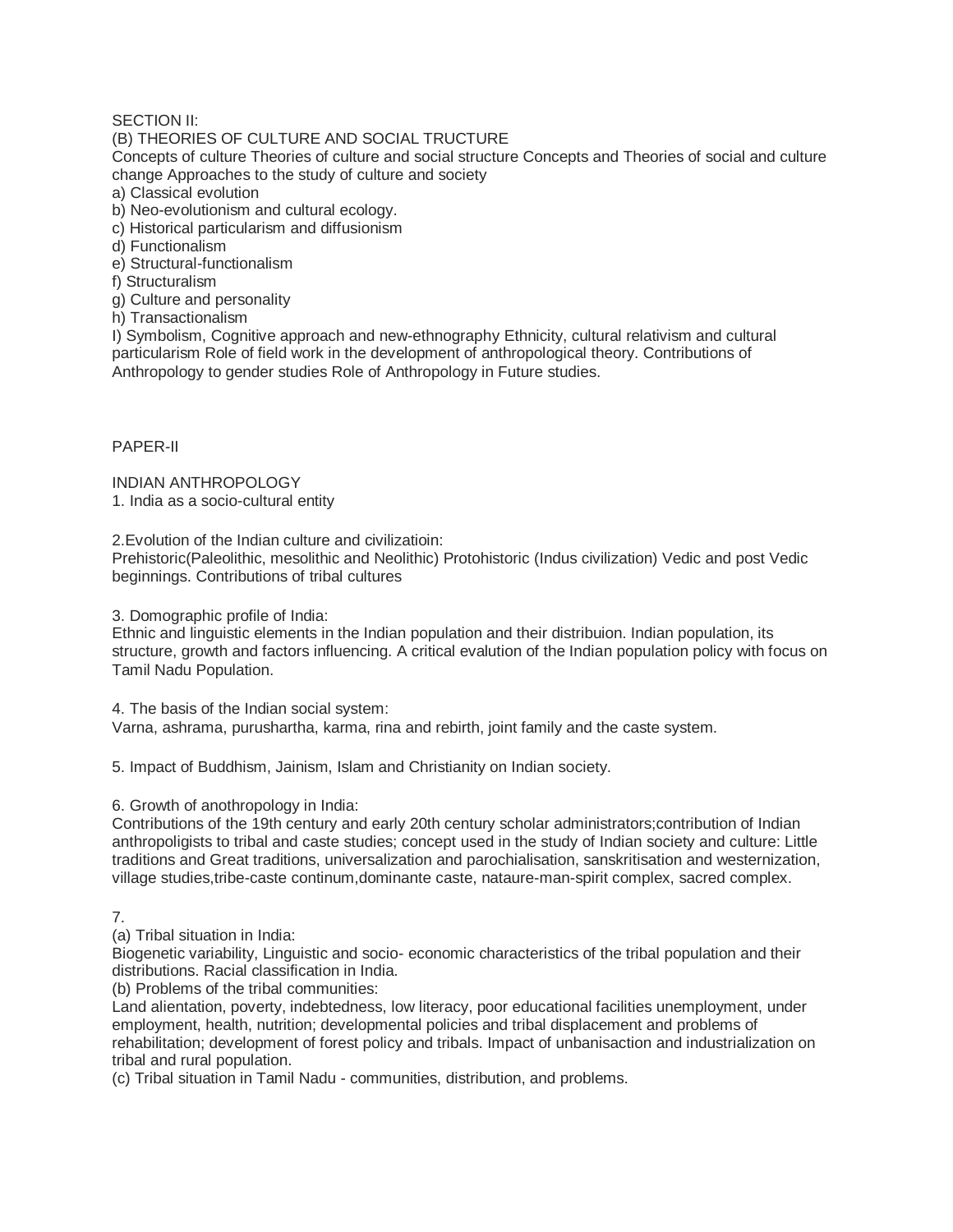SECTION II:

(B) THEORIES OF CULTURE AND SOCIAL TRUCTURE

Concepts of culture Theories of culture and social structure Concepts and Theories of social and culture change Approaches to the study of culture and society

a) Classical evolution
b) Neo-evolutionism and cultural ecology.
c) Historical particularism and diffusionism
d) Functionalism
e) Structural-functionalism
f) Structuralism
g) Culture and personality
h) Transactionalism
I) Symbolism, Cognitive approach and new-ethnography Ethnicity, cultural relativism and cultural particularism Role of field work in the development of anthropological theory. Contributions of Anthropology to gender studies Role of Anthropology in Future studies.

PAPER-II

INDIAN ANTHROPOLOGY

1. India as a socio-cultural entity

2.Evolution of the Indian culture and civilizatioin:
Prehistoric(Paleolithic, mesolithic and Neolithic) Protohistoric (Indus civilization) Vedic and post Vedic beginnings. Contributions of tribal cultures

3. Domographic profile of India:
Ethnic and linguistic elements in the Indian population and their distribuion. Indian population, its structure, growth and factors influencing. A critical evalution of the Indian population policy with focus on Tamil Nadu Population.

4. The basis of the Indian social system:
Varna, ashrama, purushartha, karma, rina and rebirth, joint family and the caste system.

5. Impact of Buddhism, Jainism, Islam and Christianity on Indian society.

6. Growth of anothropology in India:
Contributions of the 19th century and early 20th century scholar administrators;contribution of Indian anthropoligists to tribal and caste studies; concept used in the study of Indian society and culture: Little traditions and Great traditions, universalization and parochialisation, sanskritisation and westernization, village studies,tribe-caste continum,dominante caste, nataure-man-spirit complex, sacred complex.

7.

(a) Tribal situation in India:
Biogenetic variability, Linguistic and socio- economic characteristics of the tribal population and their distributions. Racial classification in India.

(b) Problems of the tribal communities:
Land alientation, poverty, indebtedness, low literacy, poor educational facilities unemployment, under employment, health, nutrition; developmental policies and tribal displacement and problems of rehabilitation; development of forest policy and tribals. Impact of unbanisaction and industrialization on tribal and rural population.

(c) Tribal situation in Tamil Nadu - communities, distribution, and problems.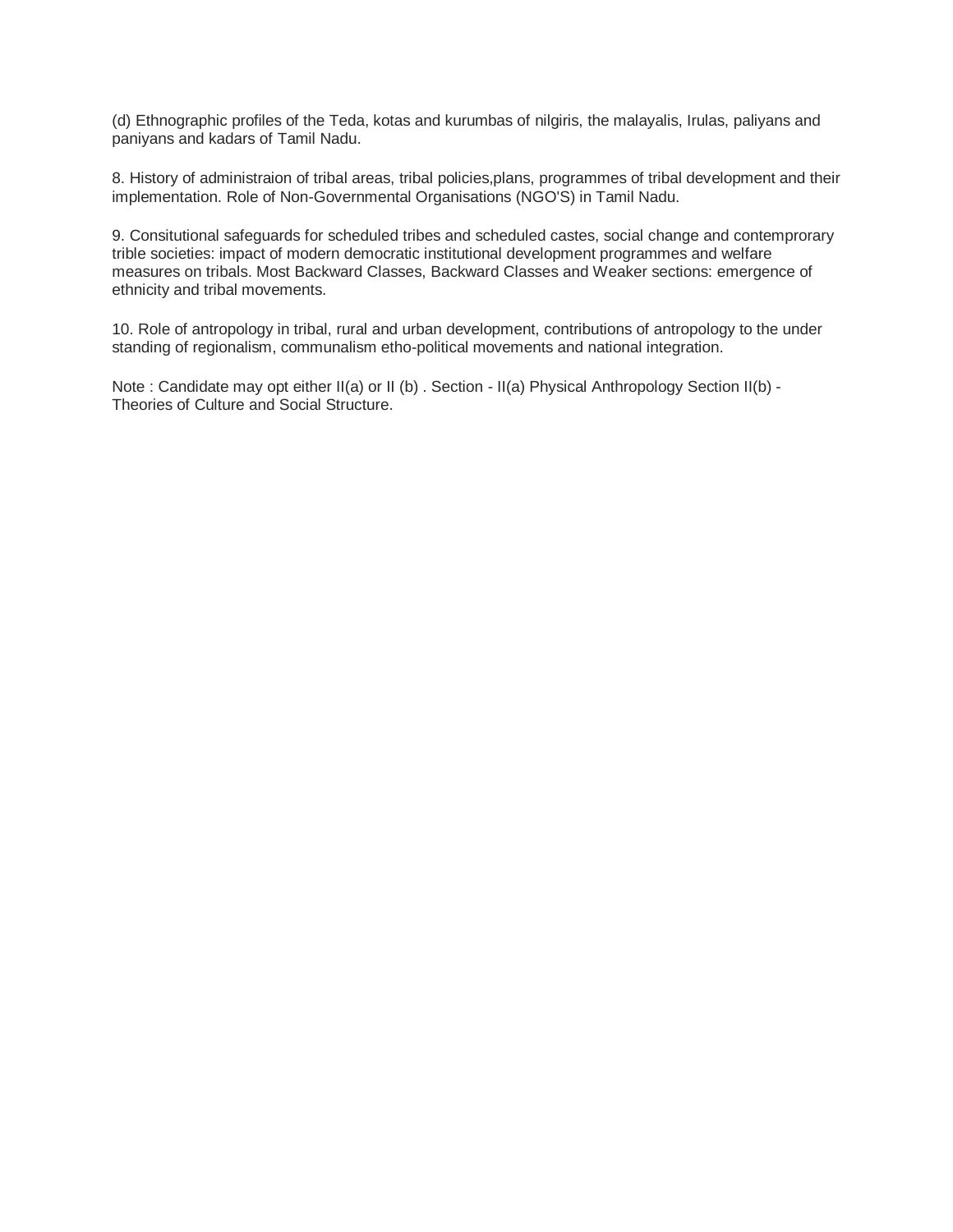(d) Ethnographic profiles of the Teda, kotas and kurumbas of nilgiris, the malayalis, Irulas, paliyans and paniyans and kadars of Tamil Nadu.

8. History of administraion of tribal areas, tribal policies,plans, programmes of tribal development and their implementation. Role of Non-Governmental Organisations (NGO'S) in Tamil Nadu.

9. Consitutional safeguards for scheduled tribes and scheduled castes, social change and contemprorary trible societies: impact of modern democratic institutional development programmes and welfare measures on tribals. Most Backward Classes, Backward Classes and Weaker sections: emergence of ethnicity and tribal movements.

10. Role of antropology in tribal, rural and urban development, contributions of antropology to the under standing of regionalism, communalism etho-political movements and national integration.

Note : Candidate may opt either II(a) or II (b) . Section - II(a) Physical Anthropology Section II(b) - Theories of Culture and Social Structure.